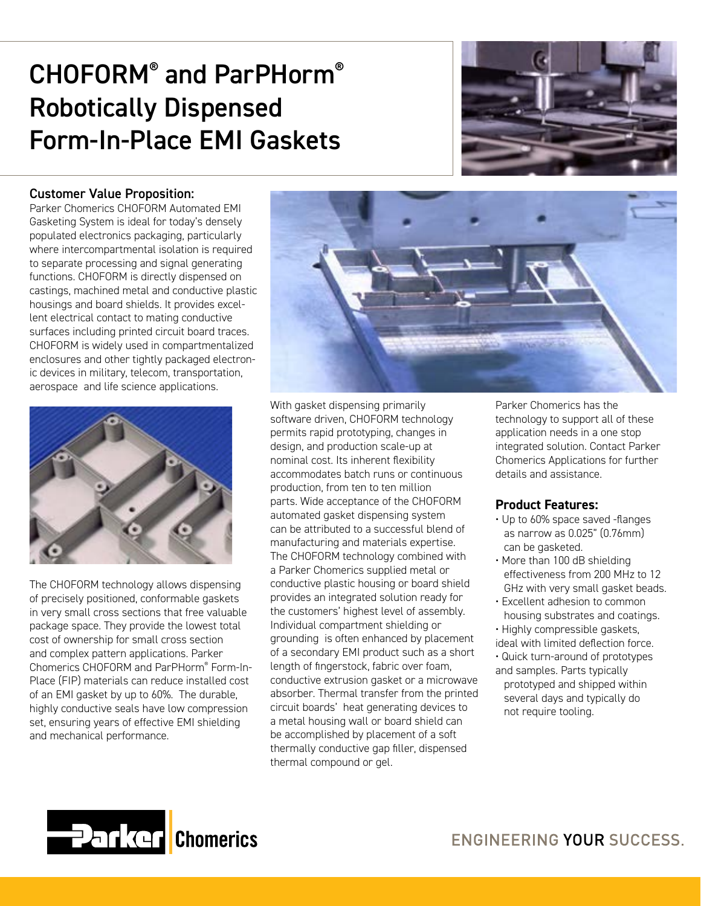# CHOFORM® and ParPHorm® Robotically Dispensed Form-In-Place EMI Gaskets

## Customer Value Proposition:

Parker Chomerics CHOFORM Automated EMI Gasketing System is ideal for today's densely populated electronics packaging, particularly where intercompartmental isolation is required to separate processing and signal generating functions. CHOFORM is directly dispensed on castings, machined metal and conductive plastic housings and board shields. It provides excellent electrical contact to mating conductive surfaces including printed circuit board traces. CHOFORM is widely used in compartmentalized enclosures and other tightly packaged electronic devices in military, telecom, transportation, aerospace and life science applications.

The CHOFORM technology allows dispensing of precisely positioned, conformable gaskets in very small cross sections that free valuable package space. They provide the lowest total cost of ownership for small cross section and complex pattern applications. Parker Chomerics CHOFORM and ParPHorm® Form-In-Place (FIP) materials can reduce installed cost of an EMI gasket by up to 60%. The durable, highly conductive seals have low compression set, ensuring years of effective EMI shielding and mechanical performance.

With gasket dispensing primarily software driven, CHOFORM technology permits rapid prototyping, changes in design, and production scale-up at nominal cost. Its inherent flexibility accommodates batch runs or continuous production, from ten to ten million parts. Wide acceptance of the CHOFORM automated gasket dispensing system can be attributed to a successful blend of manufacturing and materials expertise. The CHOFORM technology combined with a Parker Chomerics supplied metal or conductive plastic housing or board shield provides an integrated solution ready for the customers' highest level of assembly. Individual compartment shielding or grounding is often enhanced by placement of a secondary EMI product such as a short length of fingerstock, fabric over foam, conductive extrusion gasket or a microwave absorber. Thermal transfer from the printed circuit boards' heat generating devices to a metal housing wall or board shield can be accomplished by placement of a soft thermally conductive gap filler, dispensed thermal compound or gel.

Parker Chomerics has the technology to support all of these application needs in a one stop integrated solution. Contact Parker Chomerics Applications for further details and assistance.

## Product Features:

- Up to 60% space saved -flanges as narrow as 0.025" (0.76mm) can be gasketed.
- More than 100 dB shielding effectiveness from 200 MHz to 12 GHz with very small gasket beads.
- Excellent adhesion to common housing substrates and coatings.
- Highly compressible gaskets, ideal with limited deflection force.
- Quick turn-around of prototypes and samples. Parts typically prototyped and shipped within several days and typically do not require tooling.

Parker Chomerics

ENGINEERING YOUR SUCCESS.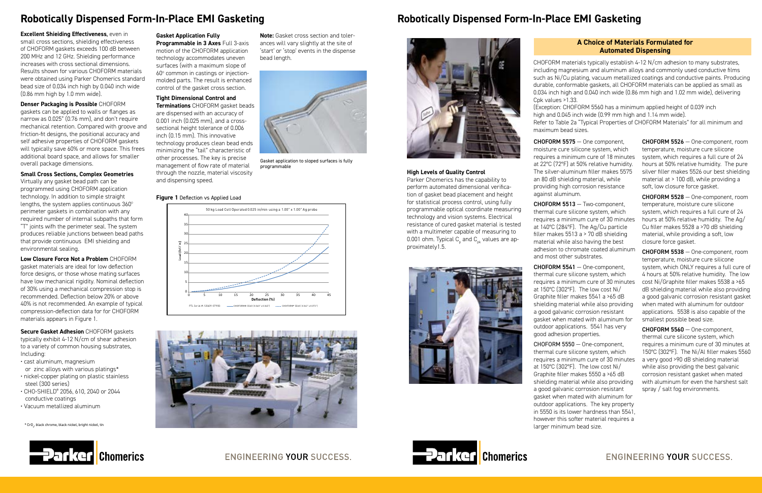# Robotically Dispensed Form-In-Place EMI Gasketing

**Excellent Shieiding Effectiveness,** even in small cross sections, shielding effectiveness of CHOFORM gaskets exceeds 100 dB between 200 MHz and 12 GHz. Shielding performance increases with cross sectional dimensions. Results shown for various CHOFORM materials were obtained using Parker Chomerics standard bead size of 0.034 inch high by 0.040 inch wide (0.86 mm high by 1.0 mm wide).

**Denser Packaging is Possible** CHOFORM gaskets can be applied to walls or flanges as narrow as 0.025" (0.76 mm), and don't require mechanical retention. Compared with groove and friction-fit designs, the positional accuracy and self adhesive properties of CHOFORM gaskets will typically save 60% or more space. This frees additional board space, and allows for smaller overall package dimensions.

**Small Cross Sections, Complex Geometries** Virtually any gasket bead path can be programmed using CHOFORM application technology. In addition to simple straight lengths, the system applies continuous 360° perimeter gaskets in combination with any required number of internal subpaths that form "T" joints with the perimeter seal. The system produces reliable junctions between bead paths that provide continuous EMI shielding and environmental sealing.

**Low Closure Force Not a Problem** CHOFORM gasket materials are ideal for low deflection force designs, or those whose mating surfaces have low mechanical rigidity. Nominal deflection of 30% using a mechanical compression stop is recommended. Deflection below 20% or above 40% is not recommended. An example of typical compression-deflection data for for CHOFORM materials appears in Figure 1.

**Secure Gasket Adhesion** CHOFORM gaskets typically exhibit 4-12 N/cm of shear adhesion to a variety of common housing substrates, Including:

- cast aluminum, magnesium or zinc alloys with various platings*
- nickel-copper plating on plastic stainless steel (300 series)
- CHO-SHIELD® 2056, 610, 2040 or 2044 conductive coatings
- Vacuum metallized aluminum

\* $CrO_x$ black chrome, black nickel, bright nickel, tin

**Gasket Application Fully Programmable in 3 Axes** Full 3-axis motion of the CHOFORM application technology accommodates uneven surfaces (with a maximum slope of 60° common in castings or injection-molded parts. The result is enhanced control of the gasket cross section.

**Tight Dimensional Control and Terminations** CHOFORM gasket beads are dispensed with an accuracy of 0.001 inch (0.025 mm), and a cross-sectional height tolerance of 0.006 inch (0.15 mm). This innovative technology produces clean bead ends minimizing the "tail" characteristic of other processes. The key is precise management of flow rate of material through the nozzle, material viscosity and dispensing speed.

**Note:** Gasket cross section and tolerances will vary slightly at the site of 'start' or 'stop' events in the dispense bead length.

Gasket application to sloped surfaces is fully programmable

**Figure 1** Deflection vs Applied Load

50 kg Load Cell Operated 0.025 in/min using a 1.00" x 1.00" Ag probe

# Robotically Dispensed Form-In-Place EMI Gasketing

**High Levels of Quality Control**
Parker Chomerics has the capability to perform automated dimensional verification of gasket bead placement and height for statistical process control, using fully programmable optical coordinate measuring technology and vision systems. Electrical resistance of cured gasket material is tested with a multimeter capable of measuring to 0.001 ohm. Typical $C_p$ and $C_{pk}$ values are approximately1.5.

## A Choice of Materials Formulated for Automated Dispensing

CHOFORM materials typically establish 4-12 N/cm adhesion to many substrates, including magnesium and aluminum alloys and commonly used conductive films such as Ni/Cu plating, vacuum metallized coatings and conductive paints. Producing durable, conformable gaskets, all CHOFORM materials can be applied as small as 0.034 inch high and 0.040 inch wide (0.86 mm high and 1.02 mm wide), delivering Cpk values >1.33.
(Exception: CHOFORM 5560 has a minimum applied height of 0.039 inch high and 0.045 inch wide (0.99 mm high and 1.14 mm wide).
Refer to Table 2a "Typical Properties of CHOFORM Materials" for all minimum and maximum bead sizes.

**CHOFORM 5575** — One component, moisture cure silicone system, which requires a minimum cure of 18 minutes at 22°C (72°F) at 50% relative humidity. The silver-aluminum filler makes 5575 an 80 dB shielding material, while providing high corrosion resistance against aluminum.

**CHOFORM 5513** — Two-component, thermal cure silicone system, which requires a minimum cure of 30 minutes at 140°C (284°F). The Ag/Cu particle filler makes 5513 a > 70 dB shielding material while also having the best adhesion to chromate coated aluminum and most other substrates.

**CHOFORM 5541** — One-component, thermal cure silicone system, which requires a minimum cure of 30 minutes at 150°C (302°F). The low cost Ni/Graphite filler makes 5541 a >65 dB shielding material while also providing a good galvanic corrosion resistant gasket when mated with aluminum for outdoor applications. 5541 has very good adhesion properties.

**CHOFORM 5550** — One-component, thermal cure silicone system, which requires a minimum cure of 30 minutes at 150°C (302°F). The low cost Ni/Graphite filler makes 5550 a >65 dB shielding material while also providing a good galvanic corrosion resistant gasket when mated with aluminum for outdoor applications. The key property in 5550 is its lower hardness than 5541, however this softer material requires a larger minimum bead size.

**CHOFORM 5526** — One-component, room temperature, moisture cure silicone system, which requires a full cure of 24 hours at 50% relative humidity. The pure silver filler makes 5526 our best shielding material at > 100 dB, while providing a soft, low closure force gasket.

**CHOFORM 5528** — One-component, room temperature, moisture cure silicone system, which requires a full cure of 24 hours at 50% relative humidity. The Ag/Cu filler makes 5528 a >70 dB shielding material, while providing a soft, low closure force gasket.

**CHOFORM 5538** — One-component, room temperature, moisture cure silicone system, which ONLY requires a full cure of 4 hours at 50% relative humidity. The low cost Ni/Graphite filler makes 5538 a >65 dB shielding material while also providing a good galvanic corrosion resistant gasket when mated with aluminum for outdoor applications. 5538 is also capable of the smallest possible bead size.

**CHOFORM 5560** — One-component, thermal cure silicone system, which requires a minimum cure of 30 minutes at 150°C (302°F). The Ni/Al filler makes 5560 a very good >90 dB shielding material while also providing the best galvanic corrosion resistant gasket when mated with aluminum for even the harshest salt spray / salt fog environments.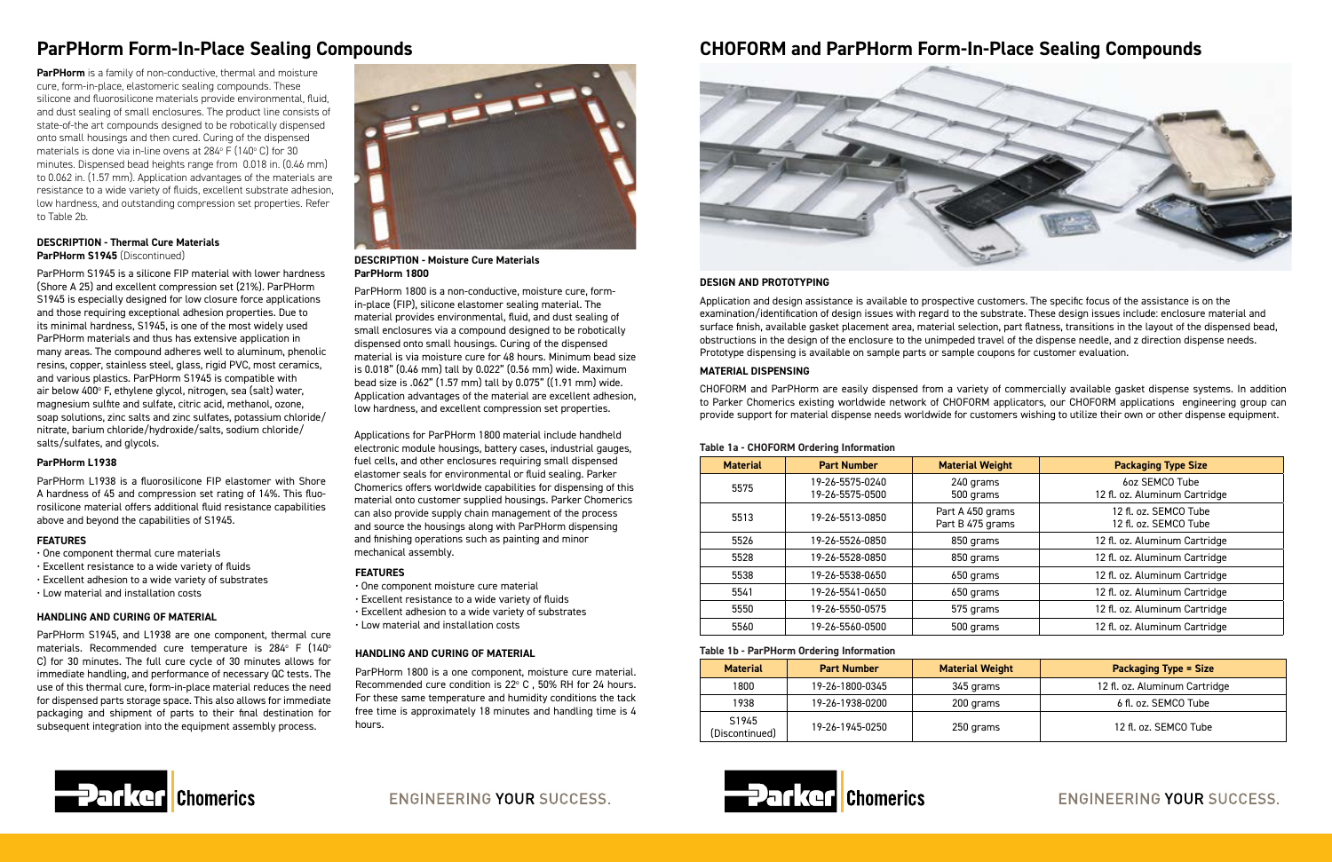# ParPHorm Form-In-Place Sealing Compounds

**ParPHorm** is a family of non-conductive, thermal and moisture cure, form-in-place, elastomeric sealing compounds. These silicone and fluorosilicone materials provide environmental, fluid, and dust sealing of small enclosures. The product line consists of state-of-the art compounds designed to be robotically dispensed onto small housings and then cured. Curing of the dispensed materials is done via in-line ovens at 284° F (140° C) for 30 minutes. Dispensed bead heights range from 0.018 in. (0.46 mm) to 0.062 in. (1.57 mm). Application advantages of the materials are resistance to a wide variety of fluids, excellent substrate adhesion, low hardness, and outstanding compression set properties. Refer to Table 2b.

### DESCRIPTION - Thermal Cure Materials

**ParPHorm S1945** (Discontinued)

ParPHorm S1945 is a silicone FIP material with lower hardness (Shore A 25) and excellent compression set (21%). ParPHorm S1945 is especially designed for low closure force applications and those requiring exceptional adhesion properties. Due to its minimal hardness, S1945, is one of the most widely used ParPHorm materials and thus has extensive application in many areas. The compound adheres well to aluminum, phenolic resins, copper, stainless steel, glass, rigid PVC, most ceramics, and various plastics. ParPHorm S1945 is compatible with air below 400° F, ethylene glycol, nitrogen, sea (salt) water, magnesium sulfite and sulfate, citric acid, methanol, ozone, soap solutions, zinc salts and zinc sulfates, potassium chloride/nitrate, barium chloride/hydroxide/salts, sodium chloride/salts/sulfates, and glycols.

### ParPHorm L1938

ParPHorm L1938 is a fluorosilicone FIP elastomer with Shore A hardness of 45 and compression set rating of 14%. This fluorosilicone material offers additional fluid resistance capabilities above and beyond the capabilities of S1945.

### FEATURES

- One component thermal cure materials
- Excellent resistance to a wide variety of fluids
- Excellent adhesion to a wide variety of substrates
- Low material and installation costs

### HANDLING AND CURING OF MATERIAL

ParPHorm S1945, and L1938 are one component, thermal cure materials. Recommended cure temperature is 284° F (140° C) for 30 minutes. The full cure cycle of 30 minutes allows for immediate handling, and performance of necessary QC tests. The use of this thermal cure, form-in-place material reduces the need for dispensed parts storage space. This also allows for immediate packaging and shipment of parts to their final destination for subsequent integration into the equipment assembly process.

### DESCRIPTION - Moisture Cure Materials

**ParPHorm 1800**

ParPHorm 1800 is a non-conductive, moisture cure, form-in-place (FIP), silicone elastomer sealing material. The material provides environmental, fluid, and dust sealing of small enclosures via a compound designed to be robotically dispensed onto small housings. Curing of the dispensed material is via moisture cure for 48 hours. Minimum bead size is 0.018" (0.46 mm) tall by 0.022" (0.56 mm) wide. Maximum bead size is .062" (1.57 mm) tall by 0.075" ((1.91 mm) wide. Application advantages of the material are excellent adhesion, low hardness, and excellent compression set properties.

Applications for ParPHorm 1800 material include handheld electronic module housings, battery cases, industrial gauges, fuel cells, and other enclosures requiring small dispensed elastomer seals for environmental or fluid sealing. Parker Chomerics offers worldwide capabilities for dispensing of this material onto customer supplied housings. Parker Chomerics can also provide supply chain management of the process and source the housings along with ParPHorm dispensing and finishing operations such as painting and minor mechanical assembly.

### FEATURES

- One component moisture cure material
- Excellent resistance to a wide variety of fluids
- Excellent adhesion to a wide variety of substrates
- Low material and installation costs

### HANDLING AND CURING OF MATERIAL

ParPHorm 1800 is a one component, moisture cure material. Recommended cure condition is 22° C , 50% RH for 24 hours. For these same temperature and humidity conditions the tack free time is approximately 18 minutes and handling time is 4 hours.

# CHOFORM and ParPHorm Form-In-Place Sealing Compounds

### DESIGN AND PROTOTYPING

Application and design assistance is available to prospective customers. The specific focus of the assistance is on the examination/identification of design issues with regard to the substrate. These design issues include: enclosure material and surface finish, available gasket placement area, material selection, part flatness, transitions in the layout of the dispensed bead, obstructions in the design of the enclosure to the unimpeded travel of the dispense needle, and z direction dispense needs. Prototype dispensing is available on sample parts or sample coupons for customer evaluation.

### MATERIAL DISPENSING

CHOFORM and ParPHorm are easily dispensed from a variety of commercially available gasket dispense systems. In addition to Parker Chomerics existing worldwide network of CHOFORM applicators, our CHOFORM applications engineering group can provide support for material dispense needs worldwide for customers wishing to utilize their own or other dispense equipment.

**Table 1a - CHOFORM Ordering Information**

| Material | Part Number | Material Weight | Packaging Type Size |
|---|---|---|---|
| 5575 | 19-26-5575-0240<br>19-26-5575-0500 | 240 grams<br>500 grams | 6oz SEMCO Tube<br>12 fl. oz. Aluminum Cartridge |
| 5513 | 19-26-5513-0850 | Part A 450 grams<br>Part B 475 grams | 12 fl. oz. SEMCO Tube<br>12 fl. oz. SEMCO Tube |
| 5526 | 19-26-5526-0850 | 850 grams | 12 fl. oz. Aluminum Cartridge |
| 5528 | 19-26-5528-0850 | 850 grams | 12 fl. oz. Aluminum Cartridge |
| 5538 | 19-26-5538-0650 | 650 grams | 12 fl. oz. Aluminum Cartridge |
| 5541 | 19-26-5541-0650 | 650 grams | 12 fl. oz. Aluminum Cartridge |
| 5550 | 19-26-5550-0575 | 575 grams | 12 fl. oz. Aluminum Cartridge |
| 5560 | 19-26-5560-0500 | 500 grams | 12 fl. oz. Aluminum Cartridge |

**Table 1b - ParPHorm Ordering Information**

| Material | Part Number | Material Weight | Packaging Type = Size |
|---|---|---|---|
| 1800 | 19-26-1800-0345 | 345 grams | 12 fl. oz. Aluminum Cartridge |
| 1938 | 19-26-1938-0200 | 200 grams | 6 fl. oz. SEMCO Tube |
| S1945 (Discontinued) | 19-26-1945-0250 | 250 grams | 12 fl. oz. SEMCO Tube |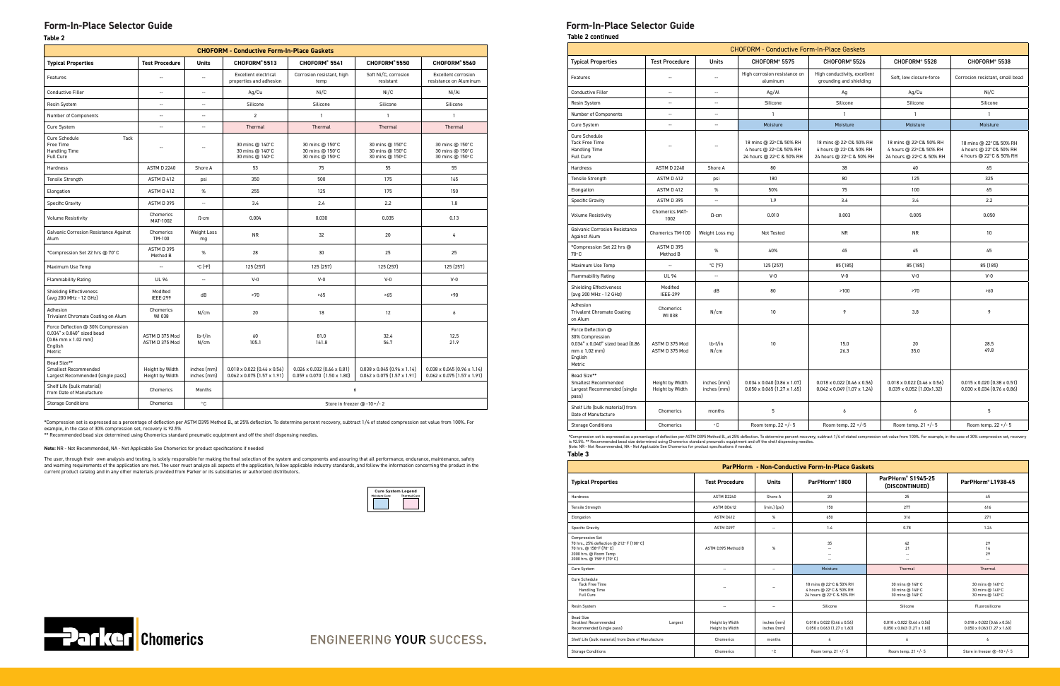# Form-In-Place Selector Guide

**Table 2**

| CHOFORM - Conductive Form-In-Place Gaskets | | | | | | |
|---|---|---|---|---|---|---|
| **Typical Properties** | **Test Procedure** | **Units** | **CHOFORM® 5513** | **CHOFORM® 5541** | **CHOFORM® 5550** | **CHOFORM® 5560** |
| Features | -- | -- | Excellent electrical properties and adhesion | Corrosion resistant, high temp | Soft Ni/C, corrosion resistant | Excellent corrosion resistance on Aluminum |
| Conductive Filler | -- | -- | Ag/Cu | Ni/C | Ni/C | Ni/Al |
| Resin System | -- | -- | Silicone | Silicone | Silicone | Silicone |
| Number of Components | -- | -- | 2 | 1 | 1 | 1 |
| Cure System | -- | -- | Thermal | Thermal | Thermal | Thermal |
| Cure Schedule Tack Free Time Handling Time Full Cure | -- | -- | 30 mins @ 140°C 30 mins @ 140°C 30 mins @ 140°C | 30 mins @ 150°C 30 mins @ 150°C 30 mins @ 150°C | 30 mins @ 150°C 30 mins @ 150°C 30 mins @ 150°C | 30 mins @ 150°C 30 mins @ 150°C 30 mins @ 150°C |
| Hardness | ASTM D 2240 | Shore A | 53 | 75 | 55 | 55 |
| Tensile Strength | ASTM D 412 | psi | 350 | 500 | 175 | 165 |
| Elongation | ASTM D 412 | % | 255 | 125 | 175 | 150 |
| Specific Gravity | ASTM D 395 | -- | 3.4 | 2.4 | 2.2 | 1.8 |
| Volume Resistivity | Chomerics MAT-1002 | Ω-cm | 0.004 | 0.030 | 0.035 | 0.13 |
| Galvanic Corrosion Resistance Against Alum | Chomerics TM-100 | Weight Loss mg | NR | 32 | 20 | 4 |
| *Compression Set 22 hrs @ 70°C | ASTM D 395 Method B | % | 28 | 30 | 25 | 25 |
| Maximum Use Temp | -- | °C (°F) | 125 (257) | 125 (257) | 125 (257) | 125 (257) |
| Flammability Rating | UL 94 | -- | V-0 | V-0 | V-0 | V-0 |
| Shielding Effectiveness (avg 200 MHz - 12 GHz) | Modifed IEEE-299 | dB | >70 | >65 | >65 | >90 |
| Adhesion Trivalent Chromate Coating on Alum | Chomerics WI 038 | N/cm | 20 | 18 | 12 | 6 |
| Force Deflection @ 30% Compression 0.034" x 0.040" sized bead (0.86 mm x 1.02 mm) English Metric | ASTM D 375 Mod ASTM D 375 Mod | lb-f/in N/cm | 60 105.1 | 81.0 141.8 | 32.4 56.7 | 12.5 21.9 |
| Bead Size** Smallest Recommended Largest Recommended (single pass) | Height by Width Height by Width | inches (mm) inches (mm) | 0.018 x 0.022 (0.46 x 0.56) 0.062 x 0.075 (1.57 x 1.91) | 0.026 x 0.032 (0.66 x 0.81) 0.059 x 0.070 (1.50 x 1.80) | 0.038 x 0.045 (0.96 x 1.14) 0.062 x 0.075 (1.57 x 1.91) | 0.038 x 0.045 (0.96 x 1.14) 0.062 x 0.075 (1.57 x 1.91) |
| Shelf Life (bulk material) from Date of Manufacture | Chomerics | Months | 6 | | | |
| Storage Conditions | Chomerics | °C | Store in freezer @ -10+/- 2 | | | |

*Compression set is expressed as a percentage of deflection per ASTM D395 Method B., at 25% deflection. To determine percent recovery, subtract 1/4 of stated compression set value from 100%. For example, in the case of 30% compression set, recovery is 92.5%

** Recommended bead size determined using Chomerics standard pneumatic equipment and off the shelf dispensing needles.

**Note:** NR - Not Recommended, NA - Not Applicable See Chomerics for product specifications if needed

The user, through their own analysis and testing, is solely responsible for making the final selection of the system and components and assuring that all performance, endurance, maintenance, safety and warning requirements of the application are met. The user must analyze all aspects of the application, follow applicable industry standards, and follow the information concerning the product in the current product catalog and in any other materials provided from Parker or its subsidiaries or authorized distributors.

**Cure System Legend**: Moisture Cure | Thermal Cure

# Form-In-Place Selector Guide

**Table 2 continued**

| CHOFORM - Conductive Form-In-Place Gaskets | | | | | | |
|---|---|---|---|---|---|---|
| **Typical Properties** | **Test Procedure** | **Units** | **CHOFORM® 5575** | **CHOFORM® 5526** | **CHOFORM® 5528** | **CHOFORM® 5538** |
| Features | -- | -- | High corrosion resistance on aluminum | High conductivity, excellent grounding and shielding | Soft, low closure-force | Corrosion resistant, small bead |
| Conductive Filler | -- | -- | Ag/Al | Ag | Ag/Cu | Ni/C |
| Resin System | -- | -- | Silicone | Silicone | Silicone | Silicone |
| Number of Components | -- | -- | 1 | 1 | 1 | 1 |
| Cure System | -- | -- | Moisture | Moisture | Moisture | Moisture |
| Cure Schedule Tack Free Time Handling Time Full Cure | -- | -- | 18 mins @ 22°C& 50% RH 4 hours @ 22°C& 50% RH 24 hours @ 22°C & 50% RH | 18 mins @ 22°C& 50% RH 4 hours @ 22°C& 50% RH 24 hours @ 22°C & 50% RH | 18 mins @ 22°C& 50% RH 4 hours @ 22°C& 50% RH 24 hours @ 22°C & 50% RH | 18 mins @ 22°C& 50% RH 4 hours @ 22°C& 50% RH 4 hours @ 22°C & 50% RH |
| Hardness | ASTM D 2240 | Shore A | 80 | 38 | 40 | 65 |
| Tensile Strength | ASTM D 412 | psi | 180 | 80 | 125 | 325 |
| Elongation | ASTM D 412 | % | 50% | 75 | 100 | 65 |
| Specific Gravity | ASTM D 395 | -- | 1.9 | 3.6 | 3.4 | 2.2 |
| Volume Resistivity | Chomerics MAT-1002 | Ω-cm | 0.010 | 0.003 | 0.005 | 0.050 |
| Galvanic Corrosion Resistance Against Alum | Chomerics TM-100 | Weight Loss mg | Not Tested | NR | NR | 10 |
| *Compression Set 22 hrs @ 70°C | ASTM D 395 Method B | % | 40% | 45 | 45 | 45 |
| Maximum Use Temp | -- | °C (°F) | 125 (257) | 85 (185) | 85 (185) | 85 (185) |
| Flammability Rating | UL 94 | -- | V-0 | V-0 | V-0 | V-0 |
| Shielding Effectiveness (avg 200 MHz - 12 GHz) | Modifed IEEE-299 | dB | 80 | >100 | >70 | >60 |
| Adhesion Trivalent Chromate Coating on Alum | Chomerics WI 038 | N/cm | 10 | 9 | 3.8 | 9 |
| Force Deflection @ 30% Compression 0.034" x 0.040" sized bead (0.86 mm x 1.02 mm) English Metric | ASTM D 375 Mod ASTM D 375 Mod | lb-f/in N/cm | 10 | 15.0 26.3 | 20 35.0 | 28.5 49.8 |
| Bead Size** Smallest Recommended Largest Recommended (single pass) | Height by Width Height by Width | inches (mm) inches (mm) | 0.034 x 0.040 (0.86 x 1.07) 0.050 x 0.065 (1.27 x 1.65) | 0.018 x 0.022 (0.46 x 0.56) 0.042 x 0.049 (1.07 x 1.24) | 0.018 x 0.022 (0.46 x 0.56) 0.039 x 0.052 (1.00x1.32) | 0.015 x 0.020 (0.38 x 0.51) 0.030 x 0.034 (0.76 x 0.86) |
| Shelf Life (bulk material) from Date of Manufacture | Chomerics | months | 5 | 6 | 6 | 5 |
| Storage Conditions | Chomerics | °C | Room temp. 22 +/- 5 | Room temp. 22 +/-5 | Room temp. 21 +/- 5 | Room temp. 22 +/- 5 |

*Compression set is expressed as a percentage of deflection per ASTM D395 Method B., at 25% deflection. To determine percent recovery, subtract 1/4 of stated compression set value from 100%. For example, in the case of 30% compression set, recovery is 92.5%. ** Recommended bead size determined using Chomerics standard pneumatic equipment and off the shelf dispensing needles.
Note: NR - Not Recommended, NA - Not Applicable See Chomerics for product specifications if needed.

**Table 3**

| ParPHorm - Non-Conductive Form-In-Place Gaskets | | | | | |
|---|---|---|---|---|---|
| **Typical Properties** | **Test Procedure** | **Units** | **ParPHorm® 1800** | **ParPHorm® S1945-25 (DISCONTINUED)** | **ParPHorm® L1938-45** |
| Hardness | ASTM D2240 | Shore A | 20 | 25 | 45 |
| Tensile Strength | ASTM D0412 | (min.) (psi) | 150 | 277 | 616 |
| Elongation | ASTM D412 | % | 650 | 316 | 271 |
| Specifc Gravity | ASTM D297 | -- | 1.4 | 0.78 | 1.24 |
| Compression Set 70 hrs., 25% deflection @ 212° F (100° C) 70 hrs. @ 158° F (70° C) 2000 hrs. @ Room Temp 2000 hrs. @ 158° F (70° C) | ASTM D395 Method B | % | 35 -- -- -- | 42 21 -- -- | 29 14 29 -- |
| Cure System | -- | -- | Moisture | Thermal | Thermal |
| Cure Schedule Tack Free Time Handling Time Full Cure | -- | -- | 18 mins @ 22°C & 50% RH 4 hours @ 22°C & 50% RH 24 hours @ 22°C & 50% RH | 30 mins @ 140°C 30 mins @ 140°C 30 mins @ 140°C | 30 mins @ 140°C 30 mins @ 140°C 30 mins @ 140°C |
| Resin System | -- | -- | Silicone | Silicone | Fluorosilicone |
| Bead Size Smallest Recommended Largest Recommended (single pass) | Height by Width Height by Width | inches (mm) inches (mm) | 0.018 x 0.022 (0.46 x 0.56) 0.050 x 0.063 (1.27 x 1.60) | 0.018 x 0.022 (0.46 x 0.56) 0.050 x 0.063 (1.27 x 1.60) | 0.018 x 0.022 (0.46 x 0.56) 0.050 x 0.063 (1.27 x 1.60) |
| Shelf Life (bulk material) from Date of Manufacture | Chomerics | months | 4 | 6 | 6 |
| Storage Conditions | Chomerics | °C | Room temp. 21 +/- 5 | Room temp. 21 +/- 5 | Store in freezer @ -10+/- 5 |

Parker Chomerics

ENGINEERING YOUR SUCCESS.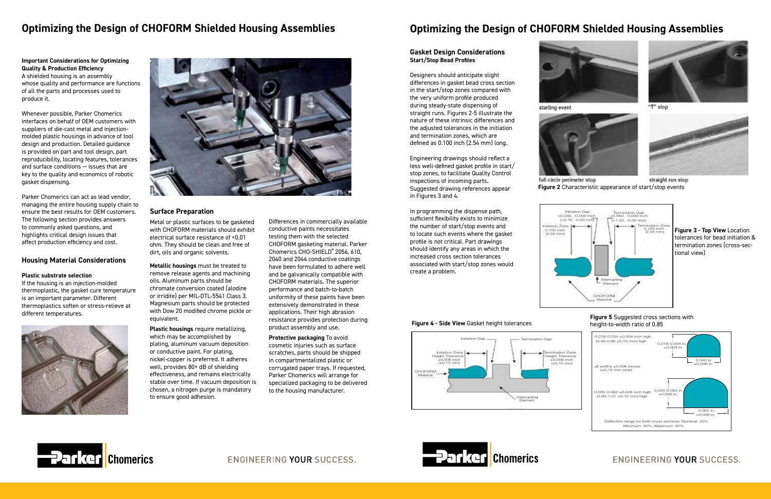# Optimizing the Design of CHOFORM Shielded Housing Assemblies

**Important Considerations for Optimizing Quality & Production Efficiency**

A shielded housing is an assembly whose quality and performance are functions of all the parts and processes used to produce it.

Whenever possible, Parker Chomerics interfaces on behalf of OEM customers with suppliers of die-cast metal and injection-molded plastic housings in advance of tool design and production. Detailed guidance is provided on part and tool design, part reproducibility, locating features, tolerances and surface conditions — issues that are key to the quality and economics of robotic gasket dispensing.

Parker Chomerics can act as lead vendor, managing the entire housing supply chain to ensure the best results for OEM customers. The following section provides answers to commonly asked questions, and highlights critical design issues that affect production efficiency and cost.

## Housing Material Considerations

### Plastic substrate selection

If the housing is an injection-molded thermoplastic, the gasket cure temperature is an important parameter. Different thermoplastics soften or stress-relieve at different temperatures.

## Surface Preparation

Metal or plastic surfaces to be gasketed with CHOFORM materials should exhibit electrical surface resistance of <0.01 ohm. They should be clean and free of dirt, oils and organic solvents.

**Metallic housings** must be treated to remove release agents and machining oils. Aluminum parts should be chromate conversion coated (alodine or irridite) per MIL-DTL-5541 Class 3. Magnesium parts should be protected with Dow 20 modified chrome pickle or equivalent.

**Plastic housings** require metallizing, which may be accomplished by plating, aluminum vacuum deposition or conductive paint. For plating, nickel-copper is preferred. It adheres well, provides 80+ dB of shielding effectiveness, and remains electrically stable over time. If vacuum deposition is chosen, a nitrogen purge is mandatory to ensure good adhesion.

Differences in commercially available conductive paints necessitates testing them with the selected CHOFORM gasketing material. Parker Chomerics CHO-SHIELD® 2056, 610, 2040 and 2044 conductive coatings have been formulated to adhere well and be galvanically compatible with CHOFORM materials. The superior performance and batch-to-batch uniformity of these paints have been extensively demonstrated in these applications. Their high abrasion resistance provides protection during product assembly and use.

**Protective packaging** To avoid cosmetic injuries such as surface scratches, parts should be shipped in compartmentalized plastic or corrugated paper trays. If requested, Parker Chomerics will arrange for specialized packaging to be delivered to the housing manufacturer.

# Optimizing the Design of CHOFORM Shielded Housing Assemblies

### Gasket Design Considerations

**Start/Stop Bead Profiles**

Designers should anticipate slight differences in gasket bead cross section in the start/stop zones compared with the very uniform profile produced during steady-state dispensing of straight runs. Figures 2-5 illustrate the nature of these intrinsic differences and the adjusted tolerances in the initiation and termination zones, which are defined as 0.100 inch (2.54 mm) long.

Engineering drawings should reflect a less well-defined gasket profile in start/stop zones, to facilitate Quality Control inspections of incoming parts. Suggested drawing references appear in Figures 3 and 4.

In programming the dispense path, sufficient flexibility exists to minimize the number of start/stop events and to locate such events where the gasket profile is not critical. Part drawings should identify any areas in which the increased cross section tolerances associated with start/stop zones would create a problem.

starting event — "T" stop — full circle perimeter stop — straight run stop

**Figure 2** Characteristic appearance of start/stop events

Initiation Gap +0.030, -0.000 inch (+0.76, -0.00 mm); Termination Gap +0.060, -0.000 inch (+1.52, -0.00 mm); Initiation Zone 0.100 inch (2.54 mm); Termination Zone 0.100 inch (2.54 mm); Interrupting Element; CHOFORM Material

**Figure 3 - Top View** Location tolerances for bead initiation & termination zones (cross-sectional view)

Initiation Gap; Termination Gap; Initiation Zone Height Tolerance ±0.006 inch (±0.15 mm); Termination Zone Height Tolerance ±0.006 inch (±0.15 mm); CHOFORM Material; Interrupting Element

**Figure 4 - Side View** Gasket height tolerances

0.018-0.034 ±0.004 inch high (0.46-0.86 ±0.15 mm) high; 0.018-0.034 in. ±0.004 in.; 0.040 in. ±0.006 in.; all widths ±0.006 inches (±0.15 mm wide); 0.035-0.062 ±0.006 inch high (0.89-1.57 ±0.15 mm) high; 0.035-0.062 in. ±0.006 in.; 0.062 in. ±0.006 in.

Deflection range for both cross sections: Nominal: 30% Minimum: 20%, Maximum: 40%

**Figure 5** Suggested cross sections with height-to-width ratio of 0.85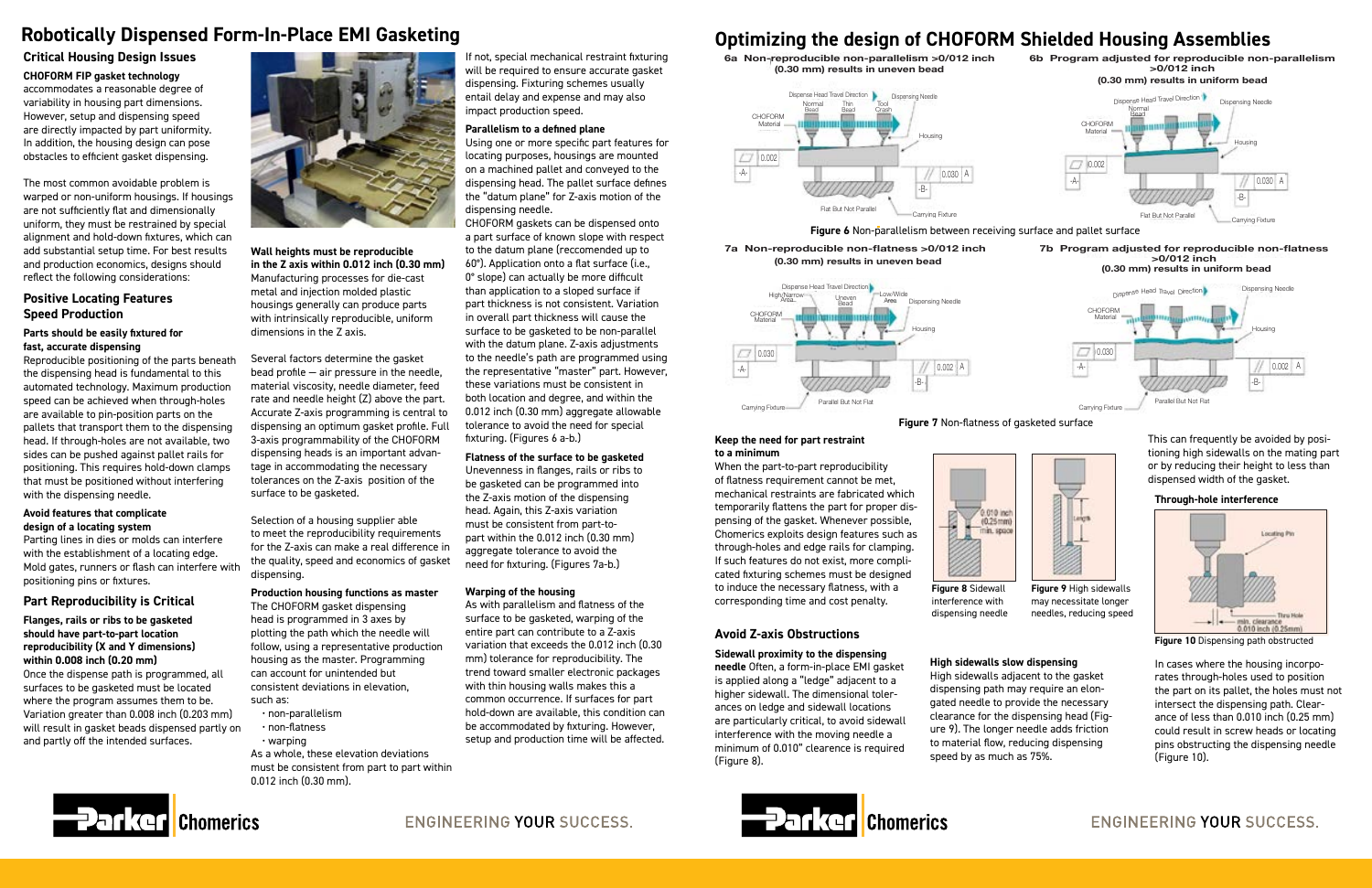# Robotically Dispensed Form-In-Place EMI Gasketing

## Critical Housing Design Issues

**CHOFORM FIP gasket technology** accommodates a reasonable degree of variability in housing part dimensions. However, setup and dispensing speed are directly impacted by part uniformity. In addition, the housing design can pose obstacles to efficient gasket dispensing.

The most common avoidable problem is warped or non-uniform housings. If housings are not sufficiently flat and dimensionally uniform, they must be restrained by special alignment and hold-down fixtures, which can add substantial setup time. For best results and production economics, designs should reflect the following considerations:

## Positive Locating Features Speed Production

### Parts should be easily fixtured for fast, accurate dispensing

Reproducible positioning of the parts beneath the dispensing head is fundamental to this automated technology. Maximum production speed can be achieved when through-holes are available to pin-position parts on the pallets that transport them to the dispensing head. If through-holes are not available, two sides can be pushed against pallet rails for positioning. This requires hold-down clamps that must be positioned without interfering with the dispensing needle.

### Avoid features that complicate design of a locating system

Parting lines in dies or molds can interfere with the establishment of a locating edge. Mold gates, runners or flash can interfere with positioning pins or fixtures.

## Part Reproducibility is Critical

### Flanges, rails or ribs to be gasketed should have part-to-part location reproducibility (X and Y dimensions) within 0.008 inch (0.20 mm)

Once the dispense path is programmed, all surfaces to be gasketed must be located where the program assumes them to be. Variation greater than 0.008 inch (0.203 mm) will result in gasket beads dispensed partly on and partly off the intended surfaces.

**Wall heights must be reproducible in the Z axis within 0.012 inch (0.30 mm)**
Manufacturing processes for die-cast metal and injection molded plastic housings generally can produce parts with intrinsically reproducible, uniform dimensions in the Z axis.

Several factors determine the gasket bead profile — air pressure in the needle, material viscosity, needle diameter, feed rate and needle height (Z) above the part. Accurate Z-axis programming is central to dispensing an optimum gasket profile. Full 3-axis programmability of the CHOFORM dispensing heads is an important advantage in accommodating the necessary tolerances on the Z-axis position of the surface to be gasketed.

Selection of a housing supplier able to meet the reproducibility requirements for the Z-axis can make a real difference in the quality, speed and economics of gasket dispensing.

### Production housing functions as master

The CHOFORM gasket dispensing head is programmed in 3 axes by plotting the path which the needle will follow, using a representative production housing as the master. Programming can account for unintended but consistent deviations in elevation, such as:

- non-parallelism
- non-flatness
- warping

As a whole, these elevation deviations must be consistent from part to part within 0.012 inch (0.30 mm).

If not, special mechanical restraint fixturing will be required to ensure accurate gasket dispensing. Fixturing schemes usually entail delay and expense and may also impact production speed.

### Parallelism to a defined plane

Using one or more specific part features for locating purposes, housings are mounted on a machined pallet and conveyed to the dispensing head. The pallet surface defines the "datum plane" for Z-axis motion of the dispensing needle.

CHOFORM gaskets can be dispensed onto a part surface of known slope with respect to the datum plane (reccomended up to 60°). Application onto a flat surface (i.e., 0° slope) can actually be more difficult than application to a sloped surface if part thickness is not consistent. Variation in overall part thickness will cause the surface to be gasketed to be non-parallel with the datum plane. Z-axis adjustments to the needle's path are programmed using the representative "master" part. However, these variations must be consistent in both location and degree, and within the 0.012 inch (0.30 mm) aggregate allowable tolerance to avoid the need for special fixturing. (Figures 6 a-b.)

### Flatness of the surface to be gasketed

Unevenness in flanges, rails or ribs to be gasketed can be programmed into the Z-axis motion of the dispensing head. Again, this Z-axis variation must be consistent from part-to-part within the 0.012 inch (0.30 mm) aggregate tolerance to avoid the need for fixturing. (Figures 7a-b.)

### Warping of the housing

As with parallelism and flatness of the surface to be gasketed, warping of the entire part can contribute to a Z-axis variation that exceeds the 0.012 inch (0.30 mm) tolerance for reproducibility. The trend toward smaller electronic packages with thin housing walls makes this a common occurrence. If surfaces for part hold-down are available, this condition can be accommodated by fixturing. However, setup and production time will be affected.

# Optimizing the design of CHOFORM Shielded Housing Assemblies

6a Non-reproducible non-parallelism >0/012 inch (0.30 mm) results in uneven bead

Dispense Head Travel Direction, Dispensing Needle, Normal Bead, Thin Bead, Tool Crash, CHOFORM Material, Housing, 0.002, -A-, 0.030 A, -B-, Flat But Not Parallel, Carrying Fixture

6b Program adjusted for reproducible non-parallelism >0/012 inch (0.30 mm) results in uniform bead

Dispense Head Travel Direction, Dispensing Needle, Normal Bead, CHOFORM Material, Housing, 0.002, -A-, 0.030 A, -B-, Flat But Not Parallel, Carrying Fixture

**Figure 6** Non-parallelism between receiving surface and pallet surface

7a Non-reproducible non-flatness >0/012 inch (0.30 mm) results in uneven bead

Dispense Head Travel Direction, High/Narrow Area, Uneven Bead, Low/Wide Area, Dispensing Needle, CHOFORM Material, Housing, 0.030, -A-, 0.002 A, -B-, Parallel But Not Flat, Carrying Fixture

7b Program adjusted for reproducible non-flatness >0/012 inch (0.30 mm) results in uniform bead

Dispense Head Travel Direction, Dispensing Needle, CHOFORM Material, Housing, 0.030, -A-, 0.002 A, -B-, Parallel But Not Flat, Carrying Fixture

**Figure 7** Non-flatness of gasketed surface

### Keep the need for part restraint to a minimum

When the part-to-part reproducibility of flatness requirement cannot be met, mechanical restraints are fabricated which temporarily flattens the part for proper dispensing of the gasket. Whenever possible, Chomerics exploits design features such as through-holes and edge rails for clamping. If such features do not exist, more complicated fixturing schemes must be designed to induce the necessary flatness, with a corresponding time and cost penalty.

## Avoid Z-axis Obstructions

**Sidewall proximity to the dispensing needle** Often, a form-in-place EMI gasket is applied along a "ledge" adjacent to a higher sidewall. The dimensional tolerances on ledge and sidewall locations are particularly critical, to avoid sidewall interference with the moving needle a minimum of 0.010" clearence is required (Figure 8).

0.010 inch (0.25mm) min. space

**Figure 8** Sidewall interference with dispensing needle

Length

**Figure 9** High sidewalls may necessitate longer needles, reducing speed

### High sidewalls slow dispensing

High sidewalls adjacent to the gasket dispensing path may require an elongated needle to provide the necessary clearance for the dispensing head (Figure 9). The longer needle adds friction to material flow, reducing dispensing speed by as much as 75%.

This can frequently be avoided by positioning high sidewalls on the mating part or by reducing their height to less than dispensed width of the gasket.

### Through-hole interference

Locating Pin

Thru Hole

min. clearance 0.010 inch (0.25mm)

**Figure 10** Dispensing path obstructed

In cases where the housing incorporates through-holes used to position the part on its pallet, the holes must not intersect the dispensing path. Clearance of less than 0.010 inch (0.25 mm) could result in screw heads or locating pins obstructing the dispensing needle (Figure 10).